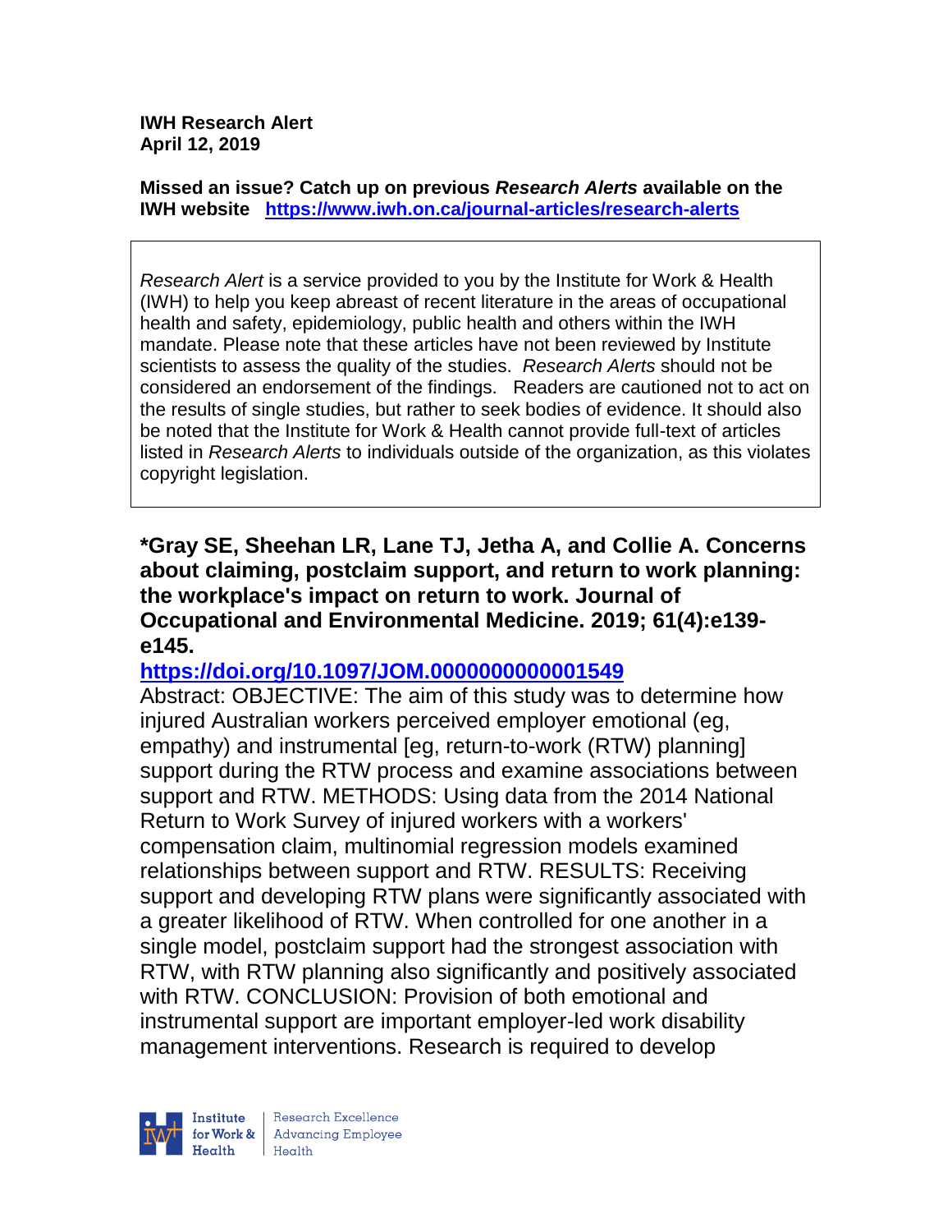**IWH Research Alert**
**April 12, 2019**

**Missed an issue? Catch up on previous *Research Alerts* available on the IWH website** **https://www.iwh.on.ca/journal-articles/research-alerts**

*Research Alert* is a service provided to you by the Institute for Work & Health (IWH) to help you keep abreast of recent literature in the areas of occupational health and safety, epidemiology, public health and others within the IWH mandate. Please note that these articles have not been reviewed by Institute scientists to assess the quality of the studies. *Research Alerts* should not be considered an endorsement of the findings. Readers are cautioned not to act on the results of single studies, but rather to seek bodies of evidence. It should also be noted that the Institute for Work & Health cannot provide full-text of articles listed in *Research Alerts* to individuals outside of the organization, as this violates copyright legislation.

**\*Gray SE, Sheehan LR, Lane TJ, Jetha A, and Collie A. Concerns about claiming, postclaim support, and return to work planning: the workplace's impact on return to work. Journal of Occupational and Environmental Medicine. 2019; 61(4):e139-e145.**

**https://doi.org/10.1097/JOM.0000000000001549**

Abstract: OBJECTIVE: The aim of this study was to determine how injured Australian workers perceived employer emotional (eg, empathy) and instrumental [eg, return-to-work (RTW) planning] support during the RTW process and examine associations between support and RTW. METHODS: Using data from the 2014 National Return to Work Survey of injured workers with a workers' compensation claim, multinomial regression models examined relationships between support and RTW. RESULTS: Receiving support and developing RTW plans were significantly associated with a greater likelihood of RTW. When controlled for one another in a single model, postclaim support had the strongest association with RTW, with RTW planning also significantly and positively associated with RTW. CONCLUSION: Provision of both emotional and instrumental support are important employer-led work disability management interventions. Research is required to develop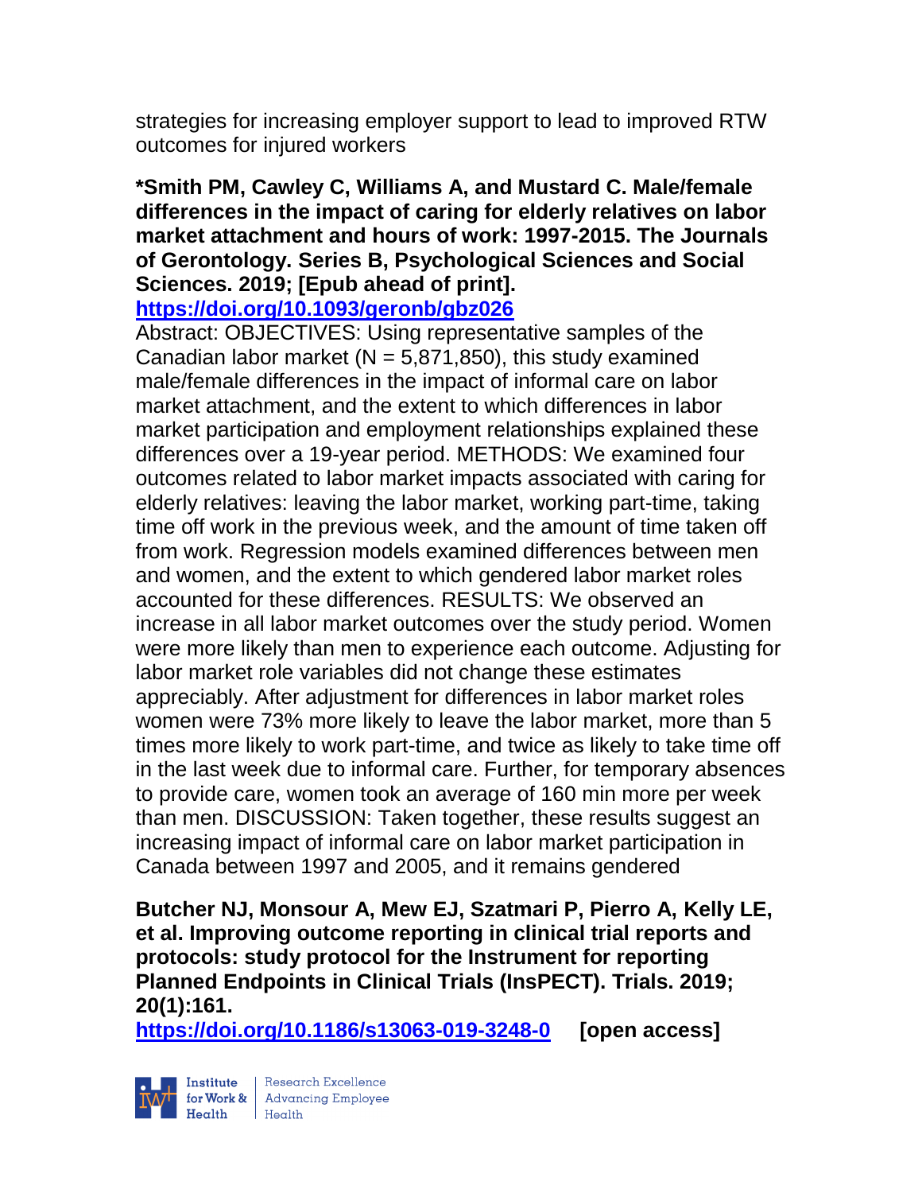strategies for increasing employer support to lead to improved RTW outcomes for injured workers

**\*Smith PM, Cawley C, Williams A, and Mustard C. Male/female differences in the impact of caring for elderly relatives on labor market attachment and hours of work: 1997-2015. The Journals of Gerontology. Series B, Psychological Sciences and Social Sciences. 2019; [Epub ahead of print].**
**https://doi.org/10.1093/geronb/gbz026**

Abstract: OBJECTIVES: Using representative samples of the Canadian labor market (N = 5,871,850), this study examined male/female differences in the impact of informal care on labor market attachment, and the extent to which differences in labor market participation and employment relationships explained these differences over a 19-year period. METHODS: We examined four outcomes related to labor market impacts associated with caring for elderly relatives: leaving the labor market, working part-time, taking time off work in the previous week, and the amount of time taken off from work. Regression models examined differences between men and women, and the extent to which gendered labor market roles accounted for these differences. RESULTS: We observed an increase in all labor market outcomes over the study period. Women were more likely than men to experience each outcome. Adjusting for labor market role variables did not change these estimates appreciably. After adjustment for differences in labor market roles women were 73% more likely to leave the labor market, more than 5 times more likely to work part-time, and twice as likely to take time off in the last week due to informal care. Further, for temporary absences to provide care, women took an average of 160 min more per week than men. DISCUSSION: Taken together, these results suggest an increasing impact of informal care on labor market participation in Canada between 1997 and 2005, and it remains gendered

**Butcher NJ, Monsour A, Mew EJ, Szatmari P, Pierro A, Kelly LE, et al. Improving outcome reporting in clinical trial reports and protocols: study protocol for the Instrument for reporting Planned Endpoints in Clinical Trials (InsPECT). Trials. 2019; 20(1):161.**
**https://doi.org/10.1186/s13063-019-3248-0 [open access]**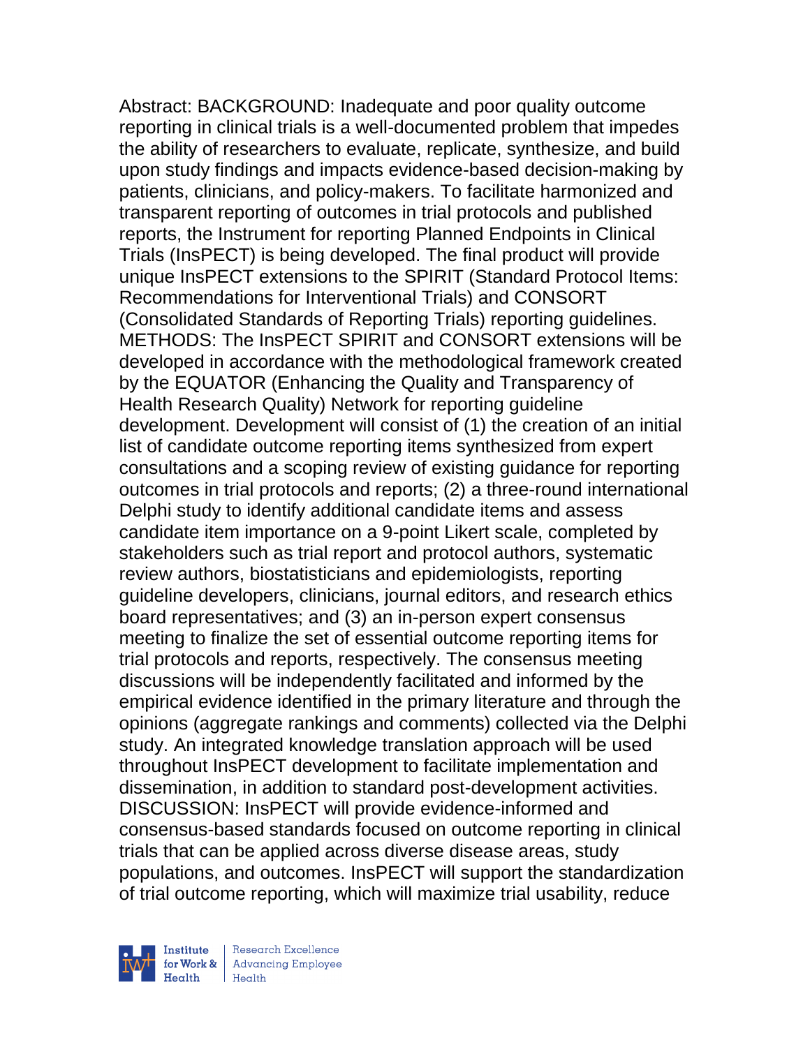Abstract: BACKGROUND: Inadequate and poor quality outcome reporting in clinical trials is a well-documented problem that impedes the ability of researchers to evaluate, replicate, synthesize, and build upon study findings and impacts evidence-based decision-making by patients, clinicians, and policy-makers. To facilitate harmonized and transparent reporting of outcomes in trial protocols and published reports, the Instrument for reporting Planned Endpoints in Clinical Trials (InsPECT) is being developed. The final product will provide unique InsPECT extensions to the SPIRIT (Standard Protocol Items: Recommendations for Interventional Trials) and CONSORT (Consolidated Standards of Reporting Trials) reporting guidelines. METHODS: The InsPECT SPIRIT and CONSORT extensions will be developed in accordance with the methodological framework created by the EQUATOR (Enhancing the Quality and Transparency of Health Research Quality) Network for reporting guideline development. Development will consist of (1) the creation of an initial list of candidate outcome reporting items synthesized from expert consultations and a scoping review of existing guidance for reporting outcomes in trial protocols and reports; (2) a three-round international Delphi study to identify additional candidate items and assess candidate item importance on a 9-point Likert scale, completed by stakeholders such as trial report and protocol authors, systematic review authors, biostatisticians and epidemiologists, reporting guideline developers, clinicians, journal editors, and research ethics board representatives; and (3) an in-person expert consensus meeting to finalize the set of essential outcome reporting items for trial protocols and reports, respectively. The consensus meeting discussions will be independently facilitated and informed by the empirical evidence identified in the primary literature and through the opinions (aggregate rankings and comments) collected via the Delphi study. An integrated knowledge translation approach will be used throughout InsPECT development to facilitate implementation and dissemination, in addition to standard post-development activities. DISCUSSION: InsPECT will provide evidence-informed and consensus-based standards focused on outcome reporting in clinical trials that can be applied across diverse disease areas, study populations, and outcomes. InsPECT will support the standardization of trial outcome reporting, which will maximize trial usability, reduce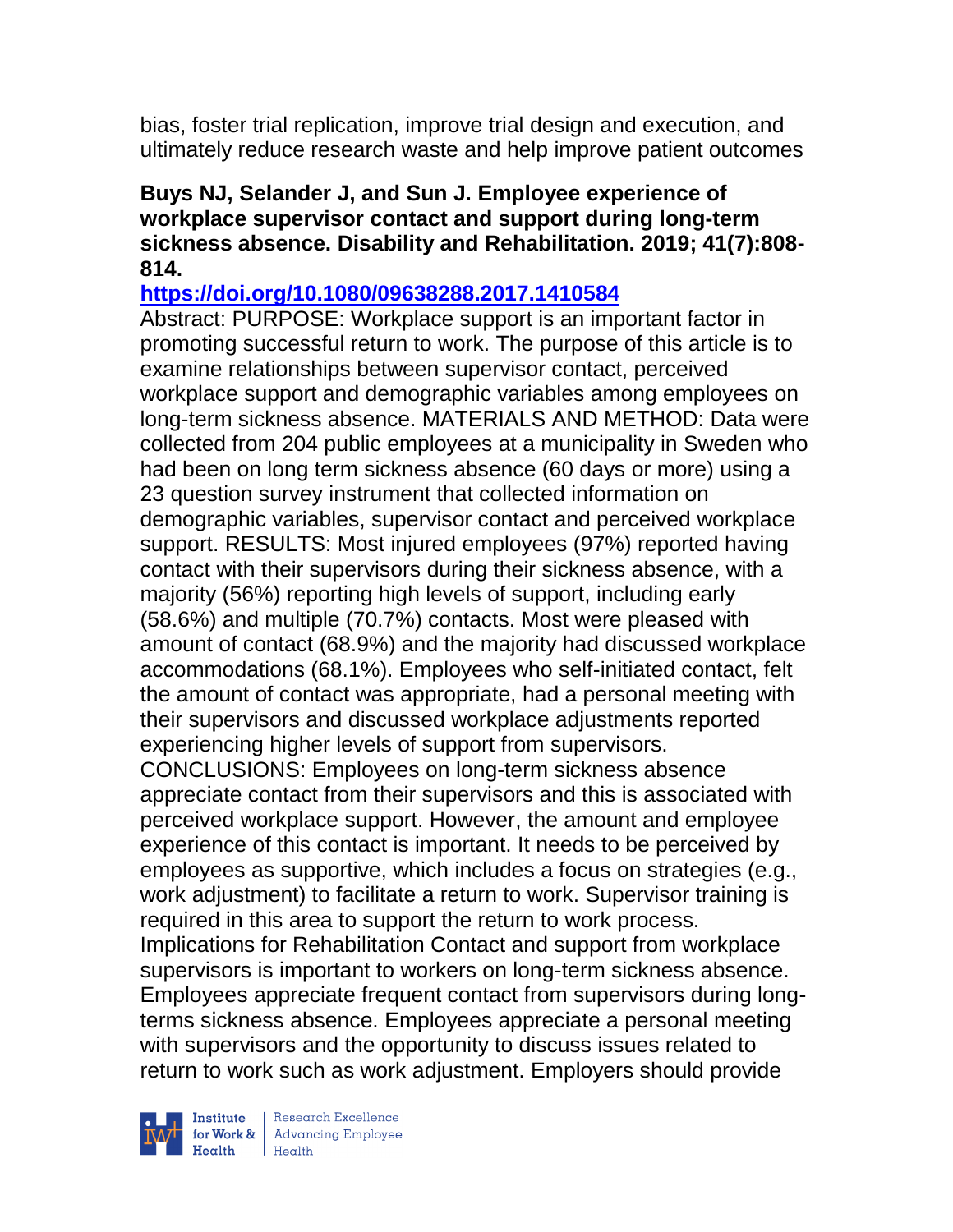bias, foster trial replication, improve trial design and execution, and ultimately reduce research waste and help improve patient outcomes

**Buys NJ, Selander J, and Sun J. Employee experience of workplace supervisor contact and support during long-term sickness absence. Disability and Rehabilitation. 2019; 41(7):808-814.**

**https://doi.org/10.1080/09638288.2017.1410584**

Abstract: PURPOSE: Workplace support is an important factor in promoting successful return to work. The purpose of this article is to examine relationships between supervisor contact, perceived workplace support and demographic variables among employees on long-term sickness absence. MATERIALS AND METHOD: Data were collected from 204 public employees at a municipality in Sweden who had been on long term sickness absence (60 days or more) using a 23 question survey instrument that collected information on demographic variables, supervisor contact and perceived workplace support. RESULTS: Most injured employees (97%) reported having contact with their supervisors during their sickness absence, with a majority (56%) reporting high levels of support, including early (58.6%) and multiple (70.7%) contacts. Most were pleased with amount of contact (68.9%) and the majority had discussed workplace accommodations (68.1%). Employees who self-initiated contact, felt the amount of contact was appropriate, had a personal meeting with their supervisors and discussed workplace adjustments reported experiencing higher levels of support from supervisors. CONCLUSIONS: Employees on long-term sickness absence appreciate contact from their supervisors and this is associated with perceived workplace support. However, the amount and employee experience of this contact is important. It needs to be perceived by employees as supportive, which includes a focus on strategies (e.g., work adjustment) to facilitate a return to work. Supervisor training is required in this area to support the return to work process. Implications for Rehabilitation Contact and support from workplace supervisors is important to workers on long-term sickness absence. Employees appreciate frequent contact from supervisors during long-terms sickness absence. Employees appreciate a personal meeting with supervisors and the opportunity to discuss issues related to return to work such as work adjustment. Employers should provide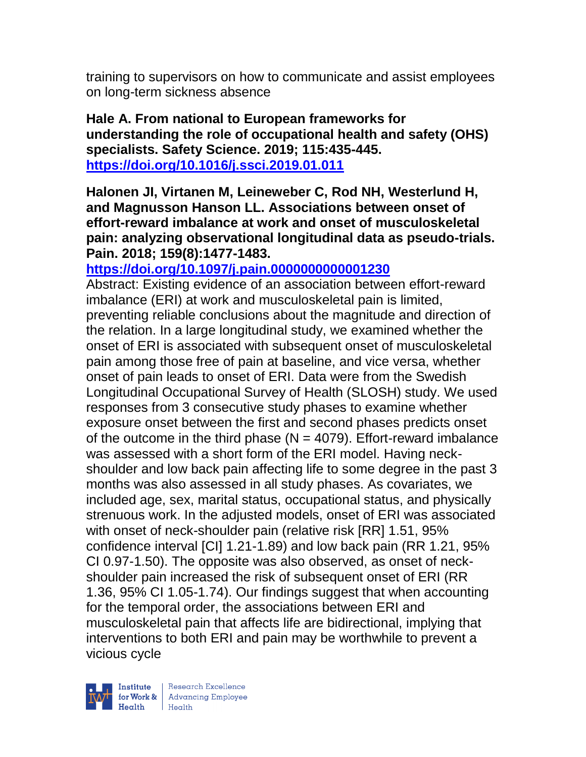training to supervisors on how to communicate and assist employees on long-term sickness absence

**Hale A. From national to European frameworks for understanding the role of occupational health and safety (OHS) specialists. Safety Science. 2019; 115:435-445. https://doi.org/10.1016/j.ssci.2019.01.011**

**Halonen JI, Virtanen M, Leineweber C, Rod NH, Westerlund H, and Magnusson Hanson LL. Associations between onset of effort-reward imbalance at work and onset of musculoskeletal pain: analyzing observational longitudinal data as pseudo-trials. Pain. 2018; 159(8):1477-1483. https://doi.org/10.1097/j.pain.0000000000001230**

Abstract: Existing evidence of an association between effort-reward imbalance (ERI) at work and musculoskeletal pain is limited, preventing reliable conclusions about the magnitude and direction of the relation. In a large longitudinal study, we examined whether the onset of ERI is associated with subsequent onset of musculoskeletal pain among those free of pain at baseline, and vice versa, whether onset of pain leads to onset of ERI. Data were from the Swedish Longitudinal Occupational Survey of Health (SLOSH) study. We used responses from 3 consecutive study phases to examine whether exposure onset between the first and second phases predicts onset of the outcome in the third phase (N = 4079). Effort-reward imbalance was assessed with a short form of the ERI model. Having neck-shoulder and low back pain affecting life to some degree in the past 3 months was also assessed in all study phases. As covariates, we included age, sex, marital status, occupational status, and physically strenuous work. In the adjusted models, onset of ERI was associated with onset of neck-shoulder pain (relative risk [RR] 1.51, 95% confidence interval [CI] 1.21-1.89) and low back pain (RR 1.21, 95% CI 0.97-1.50). The opposite was also observed, as onset of neck-shoulder pain increased the risk of subsequent onset of ERI (RR 1.36, 95% CI 1.05-1.74). Our findings suggest that when accounting for the temporal order, the associations between ERI and musculoskeletal pain that affects life are bidirectional, implying that interventions to both ERI and pain may be worthwhile to prevent a vicious cycle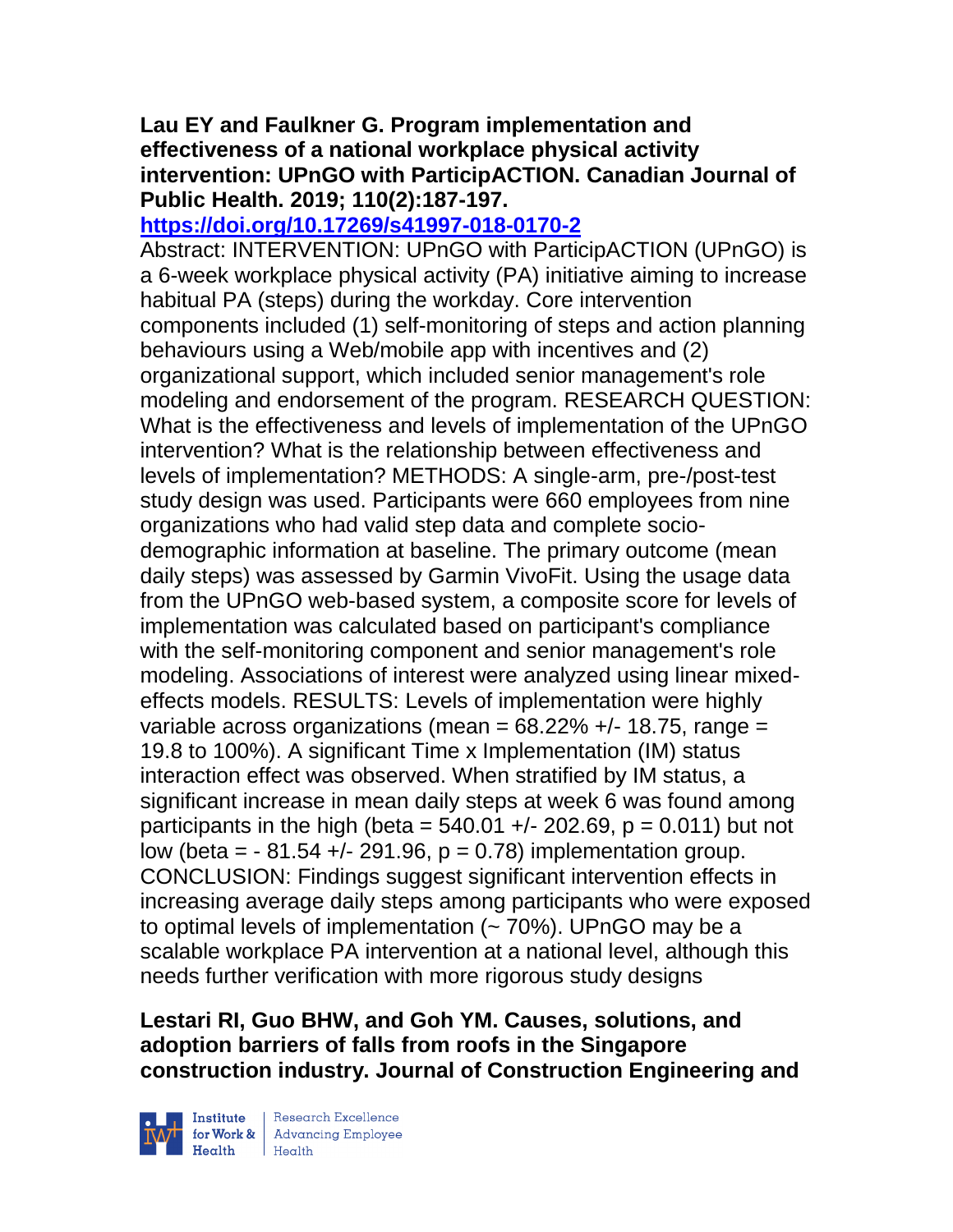**Lau EY and Faulkner G. Program implementation and effectiveness of a national workplace physical activity intervention: UPnGO with ParticipACTION. Canadian Journal of Public Health. 2019; 110(2):187-197.**
**https://doi.org/10.17269/s41997-018-0170-2**

Abstract: INTERVENTION: UPnGO with ParticipACTION (UPnGO) is a 6-week workplace physical activity (PA) initiative aiming to increase habitual PA (steps) during the workday. Core intervention components included (1) self-monitoring of steps and action planning behaviours using a Web/mobile app with incentives and (2) organizational support, which included senior management's role modeling and endorsement of the program. RESEARCH QUESTION: What is the effectiveness and levels of implementation of the UPnGO intervention? What is the relationship between effectiveness and levels of implementation? METHODS: A single-arm, pre-/post-test study design was used. Participants were 660 employees from nine organizations who had valid step data and complete socio-demographic information at baseline. The primary outcome (mean daily steps) was assessed by Garmin VivoFit. Using the usage data from the UPnGO web-based system, a composite score for levels of implementation was calculated based on participant's compliance with the self-monitoring component and senior management's role modeling. Associations of interest were analyzed using linear mixed-effects models. RESULTS: Levels of implementation were highly variable across organizations (mean = 68.22% +/- 18.75, range = 19.8 to 100%). A significant Time x Implementation (IM) status interaction effect was observed. When stratified by IM status, a significant increase in mean daily steps at week 6 was found among participants in the high (beta = 540.01 +/- 202.69, p = 0.011) but not low (beta = - 81.54 +/- 291.96, p = 0.78) implementation group. CONCLUSION: Findings suggest significant intervention effects in increasing average daily steps among participants who were exposed to optimal levels of implementation (~ 70%). UPnGO may be a scalable workplace PA intervention at a national level, although this needs further verification with more rigorous study designs

**Lestari RI, Guo BHW, and Goh YM. Causes, solutions, and adoption barriers of falls from roofs in the Singapore construction industry. Journal of Construction Engineering and**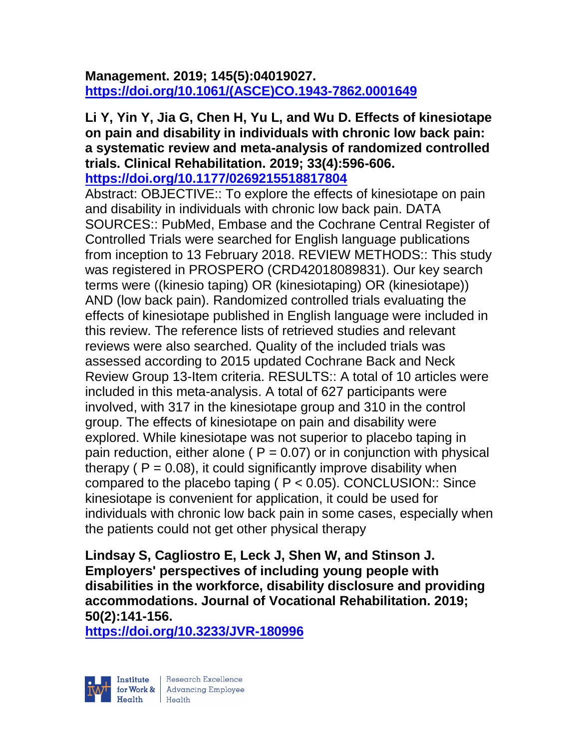**Management. 2019; 145(5):04019027.**
**https://doi.org/10.1061/(ASCE)CO.1943-7862.0001649**

**Li Y, Yin Y, Jia G, Chen H, Yu L, and Wu D. Effects of kinesiotape on pain and disability in individuals with chronic low back pain: a systematic review and meta-analysis of randomized controlled trials. Clinical Rehabilitation. 2019; 33(4):596-606.**
**https://doi.org/10.1177/0269215518817804**

Abstract: OBJECTIVE:: To explore the effects of kinesiotape on pain and disability in individuals with chronic low back pain. DATA SOURCES:: PubMed, Embase and the Cochrane Central Register of Controlled Trials were searched for English language publications from inception to 13 February 2018. REVIEW METHODS:: This study was registered in PROSPERO (CRD42018089831). Our key search terms were ((kinesio taping) OR (kinesiotaping) OR (kinesiotape)) AND (low back pain). Randomized controlled trials evaluating the effects of kinesiotape published in English language were included in this review. The reference lists of retrieved studies and relevant reviews were also searched. Quality of the included trials was assessed according to 2015 updated Cochrane Back and Neck Review Group 13-Item criteria. RESULTS:: A total of 10 articles were included in this meta-analysis. A total of 627 participants were involved, with 317 in the kinesiotape group and 310 in the control group. The effects of kinesiotape on pain and disability were explored. While kinesiotape was not superior to placebo taping in pain reduction, either alone ( $P = 0.07$ ) or in conjunction with physical therapy ( $P = 0.08$ ), it could significantly improve disability when compared to the placebo taping ( $P < 0.05$ ). CONCLUSION:: Since kinesiotape is convenient for application, it could be used for individuals with chronic low back pain in some cases, especially when the patients could not get other physical therapy

**Lindsay S, Cagliostro E, Leck J, Shen W, and Stinson J. Employers' perspectives of including young people with disabilities in the workforce, disability disclosure and providing accommodations. Journal of Vocational Rehabilitation. 2019; 50(2):141-156.**
**https://doi.org/10.3233/JVR-180996**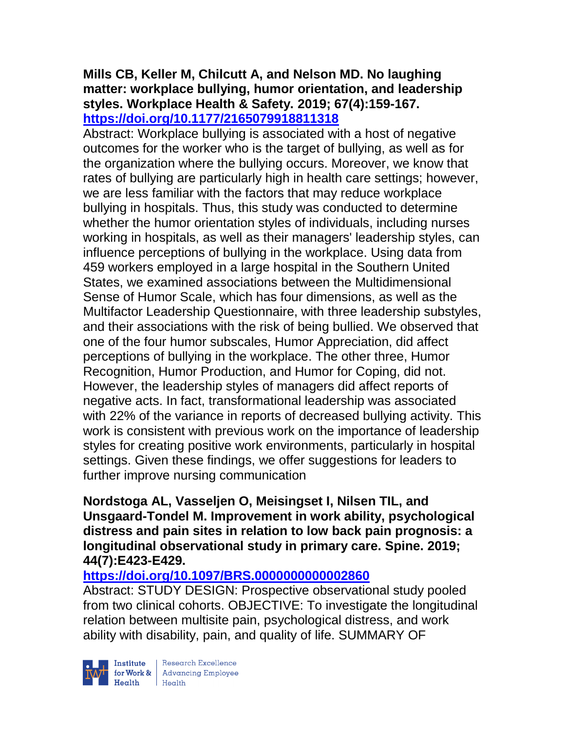**Mills CB, Keller M, Chilcutt A, and Nelson MD. No laughing matter: workplace bullying, humor orientation, and leadership styles. Workplace Health & Safety. 2019; 67(4):159-167. https://doi.org/10.1177/2165079918811318**

Abstract: Workplace bullying is associated with a host of negative outcomes for the worker who is the target of bullying, as well as for the organization where the bullying occurs. Moreover, we know that rates of bullying are particularly high in health care settings; however, we are less familiar with the factors that may reduce workplace bullying in hospitals. Thus, this study was conducted to determine whether the humor orientation styles of individuals, including nurses working in hospitals, as well as their managers' leadership styles, can influence perceptions of bullying in the workplace. Using data from 459 workers employed in a large hospital in the Southern United States, we examined associations between the Multidimensional Sense of Humor Scale, which has four dimensions, as well as the Multifactor Leadership Questionnaire, with three leadership substyles, and their associations with the risk of being bullied. We observed that one of the four humor subscales, Humor Appreciation, did affect perceptions of bullying in the workplace. The other three, Humor Recognition, Humor Production, and Humor for Coping, did not. However, the leadership styles of managers did affect reports of negative acts. In fact, transformational leadership was associated with 22% of the variance in reports of decreased bullying activity. This work is consistent with previous work on the importance of leadership styles for creating positive work environments, particularly in hospital settings. Given these findings, we offer suggestions for leaders to further improve nursing communication

**Nordstoga AL, Vasseljen O, Meisingset I, Nilsen TIL, and Unsgaard-Tondel M. Improvement in work ability, psychological distress and pain sites in relation to low back pain prognosis: a longitudinal observational study in primary care. Spine. 2019; 44(7):E423-E429. https://doi.org/10.1097/BRS.0000000000002860**

Abstract: STUDY DESIGN: Prospective observational study pooled from two clinical cohorts. OBJECTIVE: To investigate the longitudinal relation between multisite pain, psychological distress, and work ability with disability, pain, and quality of life. SUMMARY OF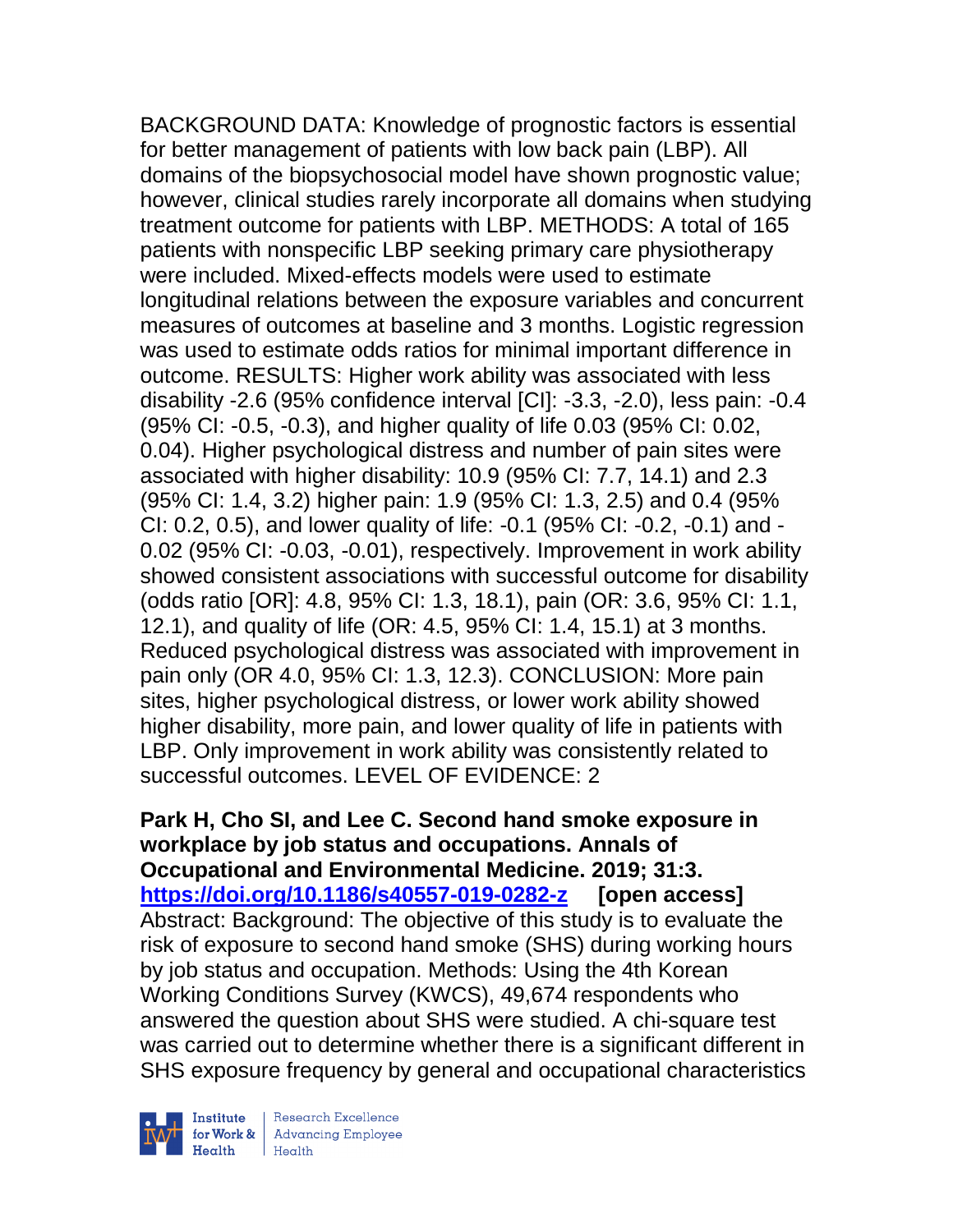BACKGROUND DATA: Knowledge of prognostic factors is essential for better management of patients with low back pain (LBP). All domains of the biopsychosocial model have shown prognostic value; however, clinical studies rarely incorporate all domains when studying treatment outcome for patients with LBP. METHODS: A total of 165 patients with nonspecific LBP seeking primary care physiotherapy were included. Mixed-effects models were used to estimate longitudinal relations between the exposure variables and concurrent measures of outcomes at baseline and 3 months. Logistic regression was used to estimate odds ratios for minimal important difference in outcome. RESULTS: Higher work ability was associated with less disability -2.6 (95% confidence interval [CI]: -3.3, -2.0), less pain: -0.4 (95% CI: -0.5, -0.3), and higher quality of life 0.03 (95% CI: 0.02, 0.04). Higher psychological distress and number of pain sites were associated with higher disability: 10.9 (95% CI: 7.7, 14.1) and 2.3 (95% CI: 1.4, 3.2) higher pain: 1.9 (95% CI: 1.3, 2.5) and 0.4 (95% CI: 0.2, 0.5), and lower quality of life: -0.1 (95% CI: -0.2, -0.1) and -0.02 (95% CI: -0.03, -0.01), respectively. Improvement in work ability showed consistent associations with successful outcome for disability (odds ratio [OR]: 4.8, 95% CI: 1.3, 18.1), pain (OR: 3.6, 95% CI: 1.1, 12.1), and quality of life (OR: 4.5, 95% CI: 1.4, 15.1) at 3 months. Reduced psychological distress was associated with improvement in pain only (OR 4.0, 95% CI: 1.3, 12.3). CONCLUSION: More pain sites, higher psychological distress, or lower work ability showed higher disability, more pain, and lower quality of life in patients with LBP. Only improvement in work ability was consistently related to successful outcomes. LEVEL OF EVIDENCE: 2

**Park H, Cho SI, and Lee C. Second hand smoke exposure in workplace by job status and occupations. Annals of Occupational and Environmental Medicine. 2019; 31:3.**
**https://doi.org/10.1186/s40557-019-0282-z [open access]**
Abstract: Background: The objective of this study is to evaluate the risk of exposure to second hand smoke (SHS) during working hours by job status and occupation. Methods: Using the 4th Korean Working Conditions Survey (KWCS), 49,674 respondents who answered the question about SHS were studied. A chi-square test was carried out to determine whether there is a significant different in SHS exposure frequency by general and occupational characteristics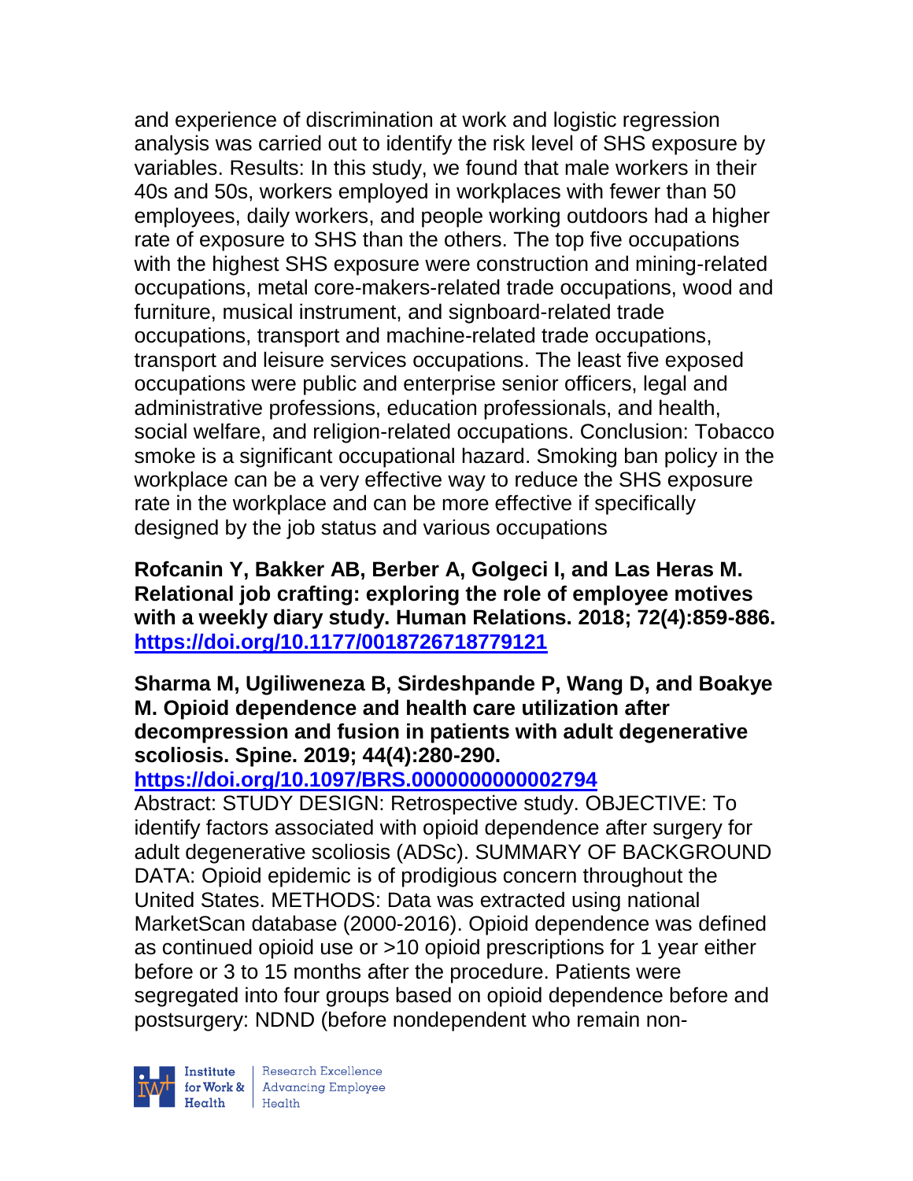and experience of discrimination at work and logistic regression analysis was carried out to identify the risk level of SHS exposure by variables. Results: In this study, we found that male workers in their 40s and 50s, workers employed in workplaces with fewer than 50 employees, daily workers, and people working outdoors had a higher rate of exposure to SHS than the others. The top five occupations with the highest SHS exposure were construction and mining-related occupations, metal core-makers-related trade occupations, wood and furniture, musical instrument, and signboard-related trade occupations, transport and machine-related trade occupations, transport and leisure services occupations. The least five exposed occupations were public and enterprise senior officers, legal and administrative professions, education professionals, and health, social welfare, and religion-related occupations. Conclusion: Tobacco smoke is a significant occupational hazard. Smoking ban policy in the workplace can be a very effective way to reduce the SHS exposure rate in the workplace and can be more effective if specifically designed by the job status and various occupations

**Rofcanin Y, Bakker AB, Berber A, Golgeci I, and Las Heras M. Relational job crafting: exploring the role of employee motives with a weekly diary study. Human Relations. 2018; 72(4):859-886. https://doi.org/10.1177/0018726718779121**

**Sharma M, Ugiliweneza B, Sirdeshpande P, Wang D, and Boakye M. Opioid dependence and health care utilization after decompression and fusion in patients with adult degenerative scoliosis. Spine. 2019; 44(4):280-290. https://doi.org/10.1097/BRS.0000000000002794**

Abstract: STUDY DESIGN: Retrospective study. OBJECTIVE: To identify factors associated with opioid dependence after surgery for adult degenerative scoliosis (ADSc). SUMMARY OF BACKGROUND DATA: Opioid epidemic is of prodigious concern throughout the United States. METHODS: Data was extracted using national MarketScan database (2000-2016). Opioid dependence was defined as continued opioid use or >10 opioid prescriptions for 1 year either before or 3 to 15 months after the procedure. Patients were segregated into four groups based on opioid dependence before and postsurgery: NDND (before nondependent who remain non-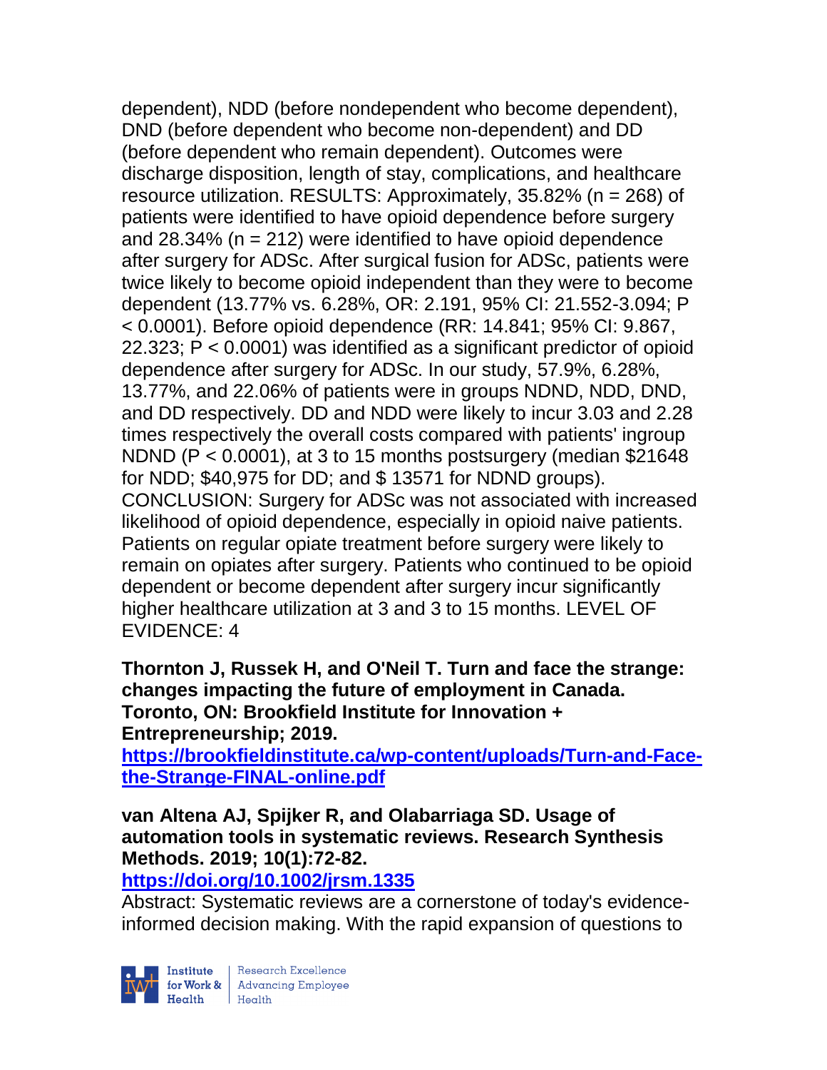dependent), NDD (before nondependent who become dependent), DND (before dependent who become non-dependent) and DD (before dependent who remain dependent). Outcomes were discharge disposition, length of stay, complications, and healthcare resource utilization. RESULTS: Approximately, 35.82% (n = 268) of patients were identified to have opioid dependence before surgery and 28.34% (n = 212) were identified to have opioid dependence after surgery for ADSc. After surgical fusion for ADSc, patients were twice likely to become opioid independent than they were to become dependent (13.77% vs. 6.28%, OR: 2.191, 95% CI: 21.552-3.094; P < 0.0001). Before opioid dependence (RR: 14.841; 95% CI: 9.867, 22.323; P < 0.0001) was identified as a significant predictor of opioid dependence after surgery for ADSc. In our study, 57.9%, 6.28%, 13.77%, and 22.06% of patients were in groups NDND, NDD, DND, and DD respectively. DD and NDD were likely to incur 3.03 and 2.28 times respectively the overall costs compared with patients' ingroup NDND (P < 0.0001), at 3 to 15 months postsurgery (median $21648 for NDD; $40,975 for DD; and $ 13571 for NDND groups). CONCLUSION: Surgery for ADSc was not associated with increased likelihood of opioid dependence, especially in opioid naive patients. Patients on regular opiate treatment before surgery were likely to remain on opiates after surgery. Patients who continued to be opioid dependent or become dependent after surgery incur significantly higher healthcare utilization at 3 and 3 to 15 months. LEVEL OF EVIDENCE: 4

**Thornton J, Russek H, and O'Neil T. Turn and face the strange: changes impacting the future of employment in Canada. Toronto, ON: Brookfield Institute for Innovation + Entrepreneurship; 2019.**
**https://brookfieldinstitute.ca/wp-content/uploads/Turn-and-Face-the-Strange-FINAL-online.pdf**

**van Altena AJ, Spijker R, and Olabarriaga SD. Usage of automation tools in systematic reviews. Research Synthesis Methods. 2019; 10(1):72-82.**
**https://doi.org/10.1002/jrsm.1335**
Abstract: Systematic reviews are a cornerstone of today's evidence-informed decision making. With the rapid expansion of questions to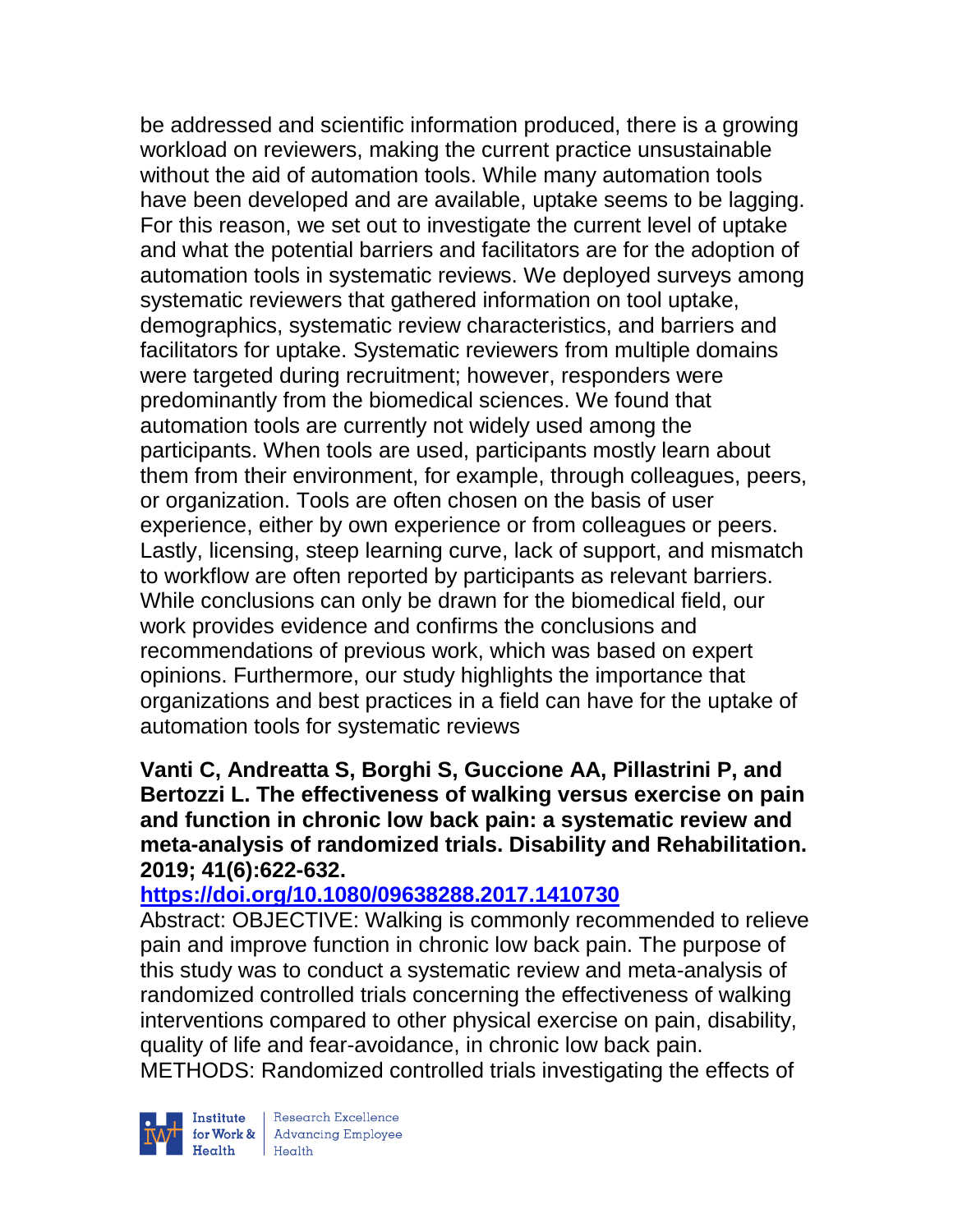be addressed and scientific information produced, there is a growing workload on reviewers, making the current practice unsustainable without the aid of automation tools. While many automation tools have been developed and are available, uptake seems to be lagging. For this reason, we set out to investigate the current level of uptake and what the potential barriers and facilitators are for the adoption of automation tools in systematic reviews. We deployed surveys among systematic reviewers that gathered information on tool uptake, demographics, systematic review characteristics, and barriers and facilitators for uptake. Systematic reviewers from multiple domains were targeted during recruitment; however, responders were predominantly from the biomedical sciences. We found that automation tools are currently not widely used among the participants. When tools are used, participants mostly learn about them from their environment, for example, through colleagues, peers, or organization. Tools are often chosen on the basis of user experience, either by own experience or from colleagues or peers. Lastly, licensing, steep learning curve, lack of support, and mismatch to workflow are often reported by participants as relevant barriers. While conclusions can only be drawn for the biomedical field, our work provides evidence and confirms the conclusions and recommendations of previous work, which was based on expert opinions. Furthermore, our study highlights the importance that organizations and best practices in a field can have for the uptake of automation tools for systematic reviews

**Vanti C, Andreatta S, Borghi S, Guccione AA, Pillastrini P, and Bertozzi L. The effectiveness of walking versus exercise on pain and function in chronic low back pain: a systematic review and meta-analysis of randomized trials. Disability and Rehabilitation. 2019; 41(6):622-632.**

**https://doi.org/10.1080/09638288.2017.1410730**

Abstract: OBJECTIVE: Walking is commonly recommended to relieve pain and improve function in chronic low back pain. The purpose of this study was to conduct a systematic review and meta-analysis of randomized controlled trials concerning the effectiveness of walking interventions compared to other physical exercise on pain, disability, quality of life and fear-avoidance, in chronic low back pain. METHODS: Randomized controlled trials investigating the effects of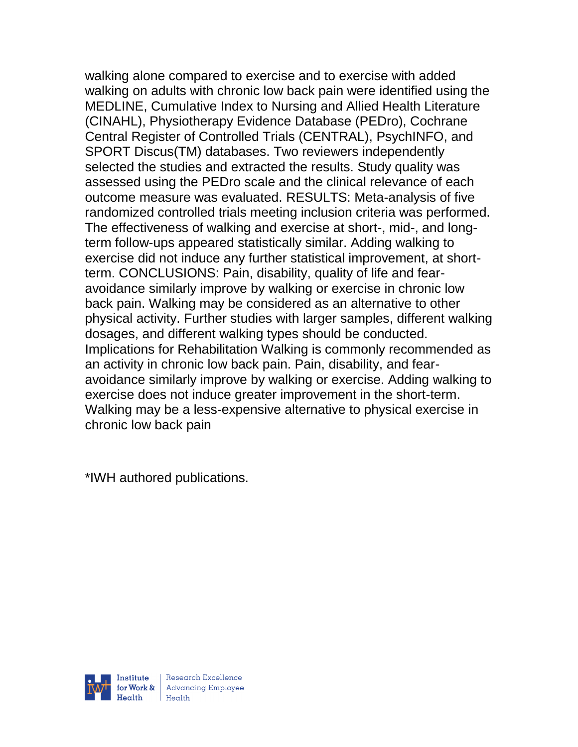walking alone compared to exercise and to exercise with added walking on adults with chronic low back pain were identified using the MEDLINE, Cumulative Index to Nursing and Allied Health Literature (CINAHL), Physiotherapy Evidence Database (PEDro), Cochrane Central Register of Controlled Trials (CENTRAL), PsychINFO, and SPORT Discus(TM) databases. Two reviewers independently selected the studies and extracted the results. Study quality was assessed using the PEDro scale and the clinical relevance of each outcome measure was evaluated. RESULTS: Meta-analysis of five randomized controlled trials meeting inclusion criteria was performed. The effectiveness of walking and exercise at short-, mid-, and long-term follow-ups appeared statistically similar. Adding walking to exercise did not induce any further statistical improvement, at short-term. CONCLUSIONS: Pain, disability, quality of life and fear-avoidance similarly improve by walking or exercise in chronic low back pain. Walking may be considered as an alternative to other physical activity. Further studies with larger samples, different walking dosages, and different walking types should be conducted. Implications for Rehabilitation Walking is commonly recommended as an activity in chronic low back pain. Pain, disability, and fear-avoidance similarly improve by walking or exercise. Adding walking to exercise does not induce greater improvement in the short-term. Walking may be a less-expensive alternative to physical exercise in chronic low back pain

*IWH authored publications.